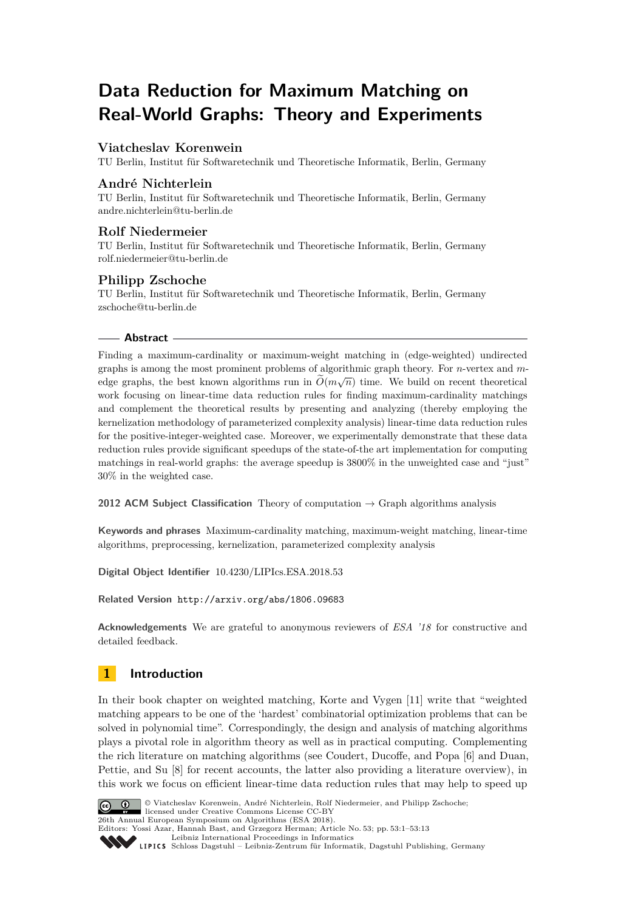# Data Reduction for Maximum Matching on Real-World Graphs: Theory and Experiments

**Viatcheslav Korenwein**
TU Berlin, Institut für Softwaretechnik und Theoretische Informatik, Berlin, Germany

**André Nichterlein**
TU Berlin, Institut für Softwaretechnik und Theoretische Informatik, Berlin, Germany
andre.nichterlein@tu-berlin.de

**Rolf Niedermeier**
TU Berlin, Institut für Softwaretechnik und Theoretische Informatik, Berlin, Germany
rolf.niedermeier@tu-berlin.de

**Philipp Zschoche**
TU Berlin, Institut für Softwaretechnik und Theoretische Informatik, Berlin, Germany
zschoche@tu-berlin.de

## Abstract

Finding a maximum-cardinality or maximum-weight matching in (edge-weighted) undirected graphs is among the most prominent problems of algorithmic graph theory. For $n$-vertex and $m$-edge graphs, the best known algorithms run in $\widetilde{O}(m\sqrt{n})$ time. We build on recent theoretical work focusing on linear-time data reduction rules for finding maximum-cardinality matchings and complement the theoretical results by presenting and analyzing (thereby employing the kernelization methodology of parameterized complexity analysis) linear-time data reduction rules for the positive-integer-weighted case. Moreover, we experimentally demonstrate that these data reduction rules provide significant speedups of the state-of-the art implementation for computing matchings in real-world graphs: the average speedup is 3800% in the unweighted case and "just" 30% in the weighted case.

**2012 ACM Subject Classification** Theory of computation → Graph algorithms analysis

**Keywords and phrases** Maximum-cardinality matching, maximum-weight matching, linear-time algorithms, preprocessing, kernelization, parameterized complexity analysis

**Digital Object Identifier** 10.4230/LIPIcs.ESA.2018.53

**Related Version** http://arxiv.org/abs/1806.09683

**Acknowledgements** We are grateful to anonymous reviewers of *ESA '18* for constructive and detailed feedback.

## 1 Introduction

In their book chapter on weighted matching, Korte and Vygen [11] write that "weighted matching appears to be one of the 'hardest' combinatorial optimization problems that can be solved in polynomial time". Correspondingly, the design and analysis of matching algorithms plays a pivotal role in algorithm theory as well as in practical computing. Complementing the rich literature on matching algorithms (see Coudert, Ducoffe, and Popa [6] and Duan, Pettie, and Su [8] for recent accounts, the latter also providing a literature overview), in this work we focus on efficient linear-time data reduction rules that may help to speed up

© Viatcheslav Korenwein, André Nichterlein, Rolf Niedermeier, and Philipp Zschoche; licensed under Creative Commons License CC-BY
26th Annual European Symposium on Algorithms (ESA 2018).
Editors: Yossi Azar, Hannah Bast, and Grzegorz Herman; Article No. 53; pp. 53:1–53:13
Leibniz International Proceedings in Informatics
Schloss Dagstuhl – Leibniz-Zentrum für Informatik, Dagstuhl Publishing, Germany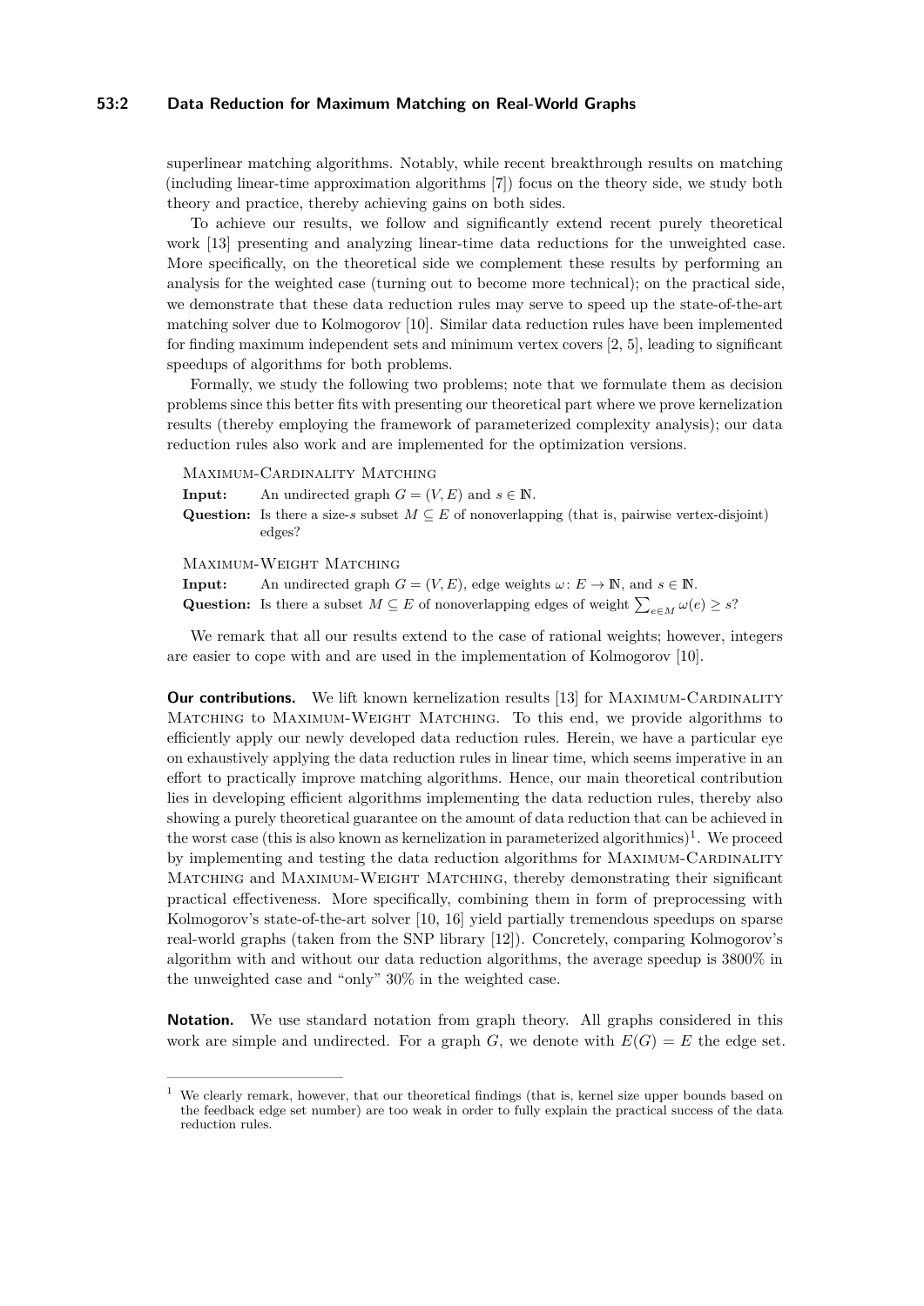superlinear matching algorithms. Notably, while recent breakthrough results on matching (including linear-time approximation algorithms [7]) focus on the theory side, we study both theory and practice, thereby achieving gains on both sides.

To achieve our results, we follow and significantly extend recent purely theoretical work [13] presenting and analyzing linear-time data reductions for the unweighted case. More specifically, on the theoretical side we complement these results by performing an analysis for the weighted case (turning out to become more technical); on the practical side, we demonstrate that these data reduction rules may serve to speed up the state-of-the-art matching solver due to Kolmogorov [10]. Similar data reduction rules have been implemented for finding maximum independent sets and minimum vertex covers [2, 5], leading to significant speedups of algorithms for both problems.

Formally, we study the following two problems; note that we formulate them as decision problems since this better fits with presenting our theoretical part where we prove kernelization results (thereby employing the framework of parameterized complexity analysis); our data reduction rules also work and are implemented for the optimization versions.

Maximum-Cardinality Matching

**Input:** An undirected graph $G = (V, E)$ and $s \in \mathbb{N}$.

**Question:** Is there a size-$s$ subset $M \subseteq E$ of nonoverlapping (that is, pairwise vertex-disjoint) edges?

Maximum-Weight Matching

**Input:** An undirected graph $G = (V, E)$, edge weights $\omega \colon E \to \mathbb{N}$, and $s \in \mathbb{N}$.

**Question:** Is there a subset $M \subseteq E$ of nonoverlapping edges of weight $\sum_{e \in M} \omega(e) \geq s$?

We remark that all our results extend to the case of rational weights; however, integers are easier to cope with and are used in the implementation of Kolmogorov [10].

**Our contributions.** We lift known kernelization results [13] for Maximum-Cardinality Matching to Maximum-Weight Matching. To this end, we provide algorithms to efficiently apply our newly developed data reduction rules. Herein, we have a particular eye on exhaustively applying the data reduction rules in linear time, which seems imperative in an effort to practically improve matching algorithms. Hence, our main theoretical contribution lies in developing efficient algorithms implementing the data reduction rules, thereby also showing a purely theoretical guarantee on the amount of data reduction that can be achieved in the worst case (this is also known as kernelization in parameterized algorithmics)[1]. We proceed by implementing and testing the data reduction algorithms for Maximum-Cardinality Matching and Maximum-Weight Matching, thereby demonstrating their significant practical effectiveness. More specifically, combining them in form of preprocessing with Kolmogorov's state-of-the-art solver [10, 16] yield partially tremendous speedups on sparse real-world graphs (taken from the SNP library [12]). Concretely, comparing Kolmogorov's algorithm with and without our data reduction algorithms, the average speedup is 3800% in the unweighted case and "only" 30% in the weighted case.

**Notation.** We use standard notation from graph theory. All graphs considered in this work are simple and undirected. For a graph $G$, we denote with $E(G) = E$ the edge set.

[1] We clearly remark, however, that our theoretical findings (that is, kernel size upper bounds based on the feedback edge set number) are too weak in order to fully explain the practical success of the data reduction rules.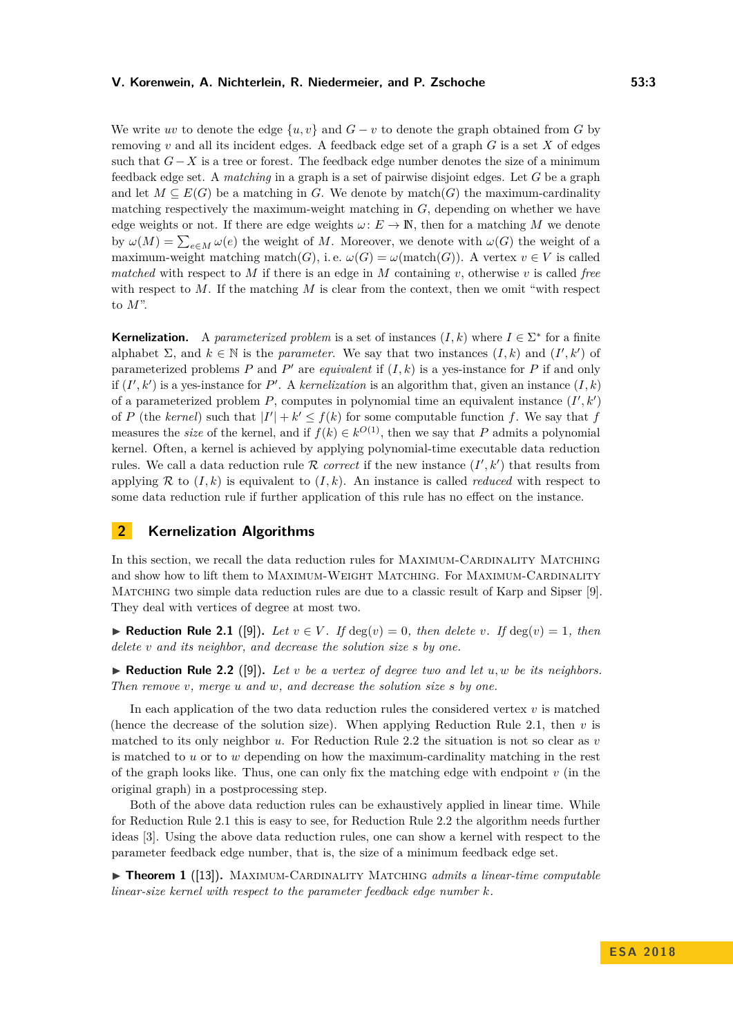We write $uv$ to denote the edge $\{u, v\}$ and $G - v$ to denote the graph obtained from $G$ by removing $v$ and all its incident edges. A feedback edge set of a graph $G$ is a set $X$ of edges such that $G - X$ is a tree or forest. The feedback edge number denotes the size of a minimum feedback edge set. A *matching* in a graph is a set of pairwise disjoint edges. Let $G$ be a graph and let $M \subseteq E(G)$ be a matching in $G$. We denote by $\mathrm{match}(G)$ the maximum-cardinality matching respectively the maximum-weight matching in $G$, depending on whether we have edge weights or not. If there are edge weights $\omega \colon E \to \mathbb{N}$, then for a matching $M$ we denote by $\omega(M) = \sum_{e \in M} \omega(e)$ the weight of $M$. Moreover, we denote with $\omega(G)$ the weight of a maximum-weight matching $\mathrm{match}(G)$, i. e. $\omega(G) = \omega(\mathrm{match}(G))$. A vertex $v \in V$ is called *matched* with respect to $M$ if there is an edge in $M$ containing $v$, otherwise $v$ is called *free* with respect to $M$. If the matching $M$ is clear from the context, then we omit "with respect to $M$".

**Kernelization.** A *parameterized problem* is a set of instances $(I, k)$ where $I \in \Sigma^*$ for a finite alphabet $\Sigma$, and $k \in \mathbb{N}$ is the *parameter*. We say that two instances $(I, k)$ and $(I', k')$ of parameterized problems $P$ and $P'$ are *equivalent* if $(I, k)$ is a yes-instance for $P$ if and only if $(I', k')$ is a yes-instance for $P'$. A *kernelization* is an algorithm that, given an instance $(I, k)$ of a parameterized problem $P$, computes in polynomial time an equivalent instance $(I', k')$ of $P$ (the *kernel*) such that $|I'| + k' \leq f(k)$ for some computable function $f$. We say that $f$ measures the *size* of the kernel, and if $f(k) \in k^{O(1)}$, then we say that $P$ admits a polynomial kernel. Often, a kernel is achieved by applying polynomial-time executable data reduction rules. We call a data reduction rule $\mathcal{R}$ *correct* if the new instance $(I', k')$ that results from applying $\mathcal{R}$ to $(I, k)$ is equivalent to $(I, k)$. An instance is called *reduced* with respect to some data reduction rule if further application of this rule has no effect on the instance.

## 2 Kernelization Algorithms

In this section, we recall the data reduction rules for Maximum-Cardinality Matching and show how to lift them to Maximum-Weight Matching. For Maximum-Cardinality Matching two simple data reduction rules are due to a classic result of Karp and Sipser [9]. They deal with vertices of degree at most two.

▶ **Reduction Rule 2.1** ([9]). *Let $v \in V$. If $\deg(v) = 0$, then delete $v$. If $\deg(v) = 1$, then delete $v$ and its neighbor, and decrease the solution size $s$ by one.*

▶ **Reduction Rule 2.2** ([9]). *Let $v$ be a vertex of degree two and let $u, w$ be its neighbors. Then remove $v$, merge $u$ and $w$, and decrease the solution size $s$ by one.*

In each application of the two data reduction rules the considered vertex $v$ is matched (hence the decrease of the solution size). When applying Reduction Rule 2.1, then $v$ is matched to its only neighbor $u$. For Reduction Rule 2.2 the situation is not so clear as $v$ is matched to $u$ or to $w$ depending on how the maximum-cardinality matching in the rest of the graph looks like. Thus, one can only fix the matching edge with endpoint $v$ (in the original graph) in a postprocessing step.

Both of the above data reduction rules can be exhaustively applied in linear time. While for Reduction Rule 2.1 this is easy to see, for Reduction Rule 2.2 the algorithm needs further ideas [3]. Using the above data reduction rules, one can show a kernel with respect to the parameter feedback edge number, that is, the size of a minimum feedback edge set.

▶ **Theorem 1** ([13]). *Maximum-Cardinality Matching admits a linear-time computable linear-size kernel with respect to the parameter feedback edge number $k$.*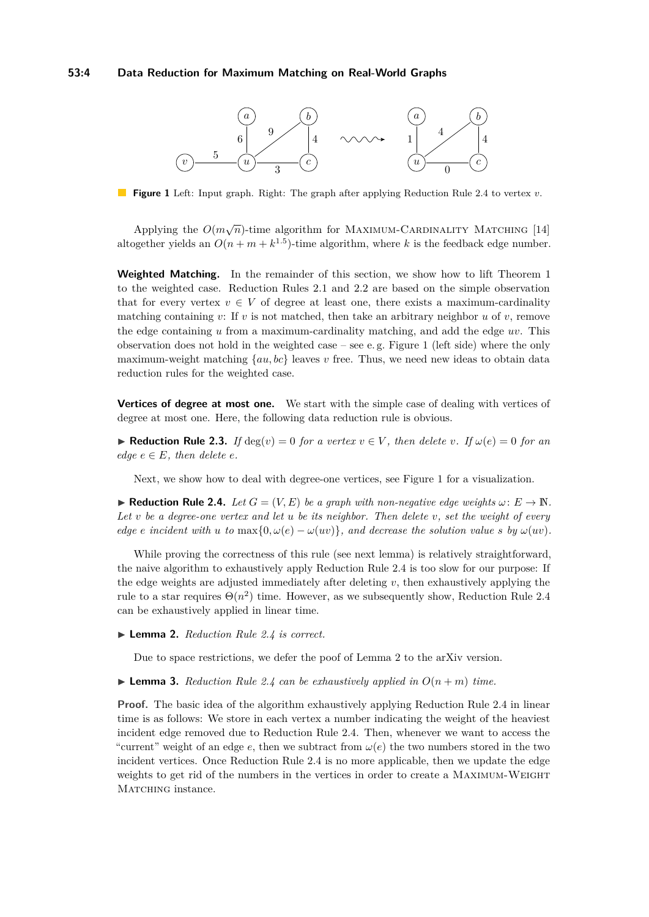**Figure 1** Left: Input graph. Right: The graph after applying Reduction Rule 2.4 to vertex $v$.

Applying the $O(m\sqrt{n})$-time algorithm for Maximum-Cardinality Matching [14] altogether yields an $O(n + m + k^{1.5})$-time algorithm, where $k$ is the feedback edge number.

**Weighted Matching.** In the remainder of this section, we show how to lift Theorem 1 to the weighted case. Reduction Rules 2.1 and 2.2 are based on the simple observation that for every vertex $v \in V$ of degree at least one, there exists a maximum-cardinality matching containing $v$: If $v$ is not matched, then take an arbitrary neighbor $u$ of $v$, remove the edge containing $u$ from a maximum-cardinality matching, and add the edge $uv$. This observation does not hold in the weighted case – see e. g. Figure 1 (left side) where the only maximum-weight matching $\{au, bc\}$ leaves $v$ free. Thus, we need new ideas to obtain data reduction rules for the weighted case.

**Vertices of degree at most one.** We start with the simple case of dealing with vertices of degree at most one. Here, the following data reduction rule is obvious.

▶ **Reduction Rule 2.3.** *If $\deg(v) = 0$ for a vertex $v \in V$, then delete $v$. If $\omega(e) = 0$ for an edge $e \in E$, then delete $e$.*

Next, we show how to deal with degree-one vertices, see Figure 1 for a visualization.

▶ **Reduction Rule 2.4.** *Let $G = (V, E)$ be a graph with non-negative edge weights $\omega\colon E \to \mathbb{N}$. Let $v$ be a degree-one vertex and let $u$ be its neighbor. Then delete $v$, set the weight of every edge $e$ incident with $u$ to $\max\{0, \omega(e) - \omega(uv)\}$, and decrease the solution value $s$ by $\omega(uv)$.*

While proving the correctness of this rule (see next lemma) is relatively straightforward, the naive algorithm to exhaustively apply Reduction Rule 2.4 is too slow for our purpose: If the edge weights are adjusted immediately after deleting $v$, then exhaustively applying the rule to a star requires $\Theta(n^2)$ time. However, as we subsequently show, Reduction Rule 2.4 can be exhaustively applied in linear time.

▶ **Lemma 2.** *Reduction Rule 2.4 is correct.*

Due to space restrictions, we defer the poof of Lemma 2 to the arXiv version.

▶ **Lemma 3.** *Reduction Rule 2.4 can be exhaustively applied in $O(n + m)$ time.*

**Proof.** The basic idea of the algorithm exhaustively applying Reduction Rule 2.4 in linear time is as follows: We store in each vertex a number indicating the weight of the heaviest incident edge removed due to Reduction Rule 2.4. Then, whenever we want to access the "current" weight of an edge $e$, then we subtract from $\omega(e)$ the two numbers stored in the two incident vertices. Once Reduction Rule 2.4 is no more applicable, then we update the edge weights to get rid of the numbers in the vertices in order to create a Maximum-Weight Matching instance.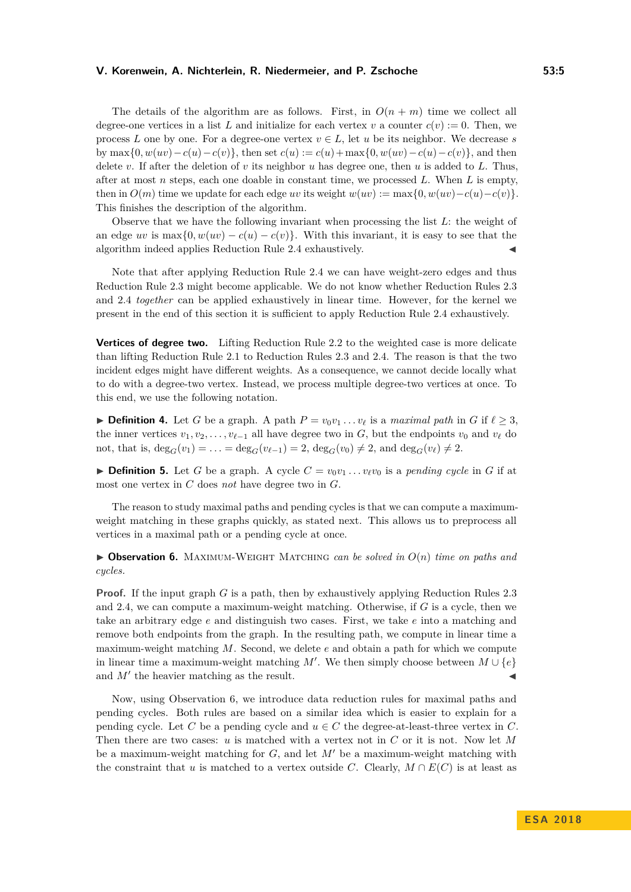The details of the algorithm are as follows. First, in $O(n + m)$ time we collect all degree-one vertices in a list $L$ and initialize for each vertex $v$ a counter $c(v) := 0$. Then, we process $L$ one by one. For a degree-one vertex $v \in L$, let $u$ be its neighbor. We decrease $s$ by $\max\{0, w(uv) - c(u) - c(v)\}$, then set $c(u) := c(u) + \max\{0, w(uv) - c(u) - c(v)\}$, and then delete $v$. If after the deletion of $v$ its neighbor $u$ has degree one, then $u$ is added to $L$. Thus, after at most $n$ steps, each one doable in constant time, we processed $L$. When $L$ is empty, then in $O(m)$ time we update for each edge $uv$ its weight $w(uv) := \max\{0, w(uv) - c(u) - c(v)\}$. This finishes the description of the algorithm.

Observe that we have the following invariant when processing the list $L$: the weight of an edge $uv$ is $\max\{0, w(uv) - c(u) - c(v)\}$. With this invariant, it is easy to see that the algorithm indeed applies Reduction Rule 2.4 exhaustively. ◀

Note that after applying Reduction Rule 2.4 we can have weight-zero edges and thus Reduction Rule 2.3 might become applicable. We do not know whether Reduction Rules 2.3 and 2.4 *together* can be applied exhaustively in linear time. However, for the kernel we present in the end of this section it is sufficient to apply Reduction Rule 2.4 exhaustively.

**Vertices of degree two.** Lifting Reduction Rule 2.2 to the weighted case is more delicate than lifting Reduction Rule 2.1 to Reduction Rules 2.3 and 2.4. The reason is that the two incident edges might have different weights. As a consequence, we cannot decide locally what to do with a degree-two vertex. Instead, we process multiple degree-two vertices at once. To this end, we use the following notation.

▶ **Definition 4.** Let $G$ be a graph. A path $P = v_0v_1 \dots v_\ell$ is a *maximal path* in $G$ if $\ell \geq 3$, the inner vertices $v_1, v_2, \dots, v_{\ell-1}$ all have degree two in $G$, but the endpoints $v_0$ and $v_\ell$ do not, that is, $\deg_G(v_1) = \dots = \deg_G(v_{\ell-1}) = 2$, $\deg_G(v_0) \neq 2$, and $\deg_G(v_\ell) \neq 2$.

▶ **Definition 5.** Let $G$ be a graph. A cycle $C = v_0v_1 \dots v_\ell v_0$ is a *pending cycle* in $G$ if at most one vertex in $C$ does *not* have degree two in $G$.

The reason to study maximal paths and pending cycles is that we can compute a maximum-weight matching in these graphs quickly, as stated next. This allows us to preprocess all vertices in a maximal path or a pending cycle at once.

▶ **Observation 6.** *Maximum-Weight Matching can be solved in $O(n)$ time on paths and cycles.*

**Proof.** If the input graph $G$ is a path, then by exhaustively applying Reduction Rules 2.3 and 2.4, we can compute a maximum-weight matching. Otherwise, if $G$ is a cycle, then we take an arbitrary edge $e$ and distinguish two cases. First, we take $e$ into a matching and remove both endpoints from the graph. In the resulting path, we compute in linear time a maximum-weight matching $M$. Second, we delete $e$ and obtain a path for which we compute in linear time a maximum-weight matching $M'$. We then simply choose between $M \cup \{e\}$ and $M'$ the heavier matching as the result. ◀

Now, using Observation 6, we introduce data reduction rules for maximal paths and pending cycles. Both rules are based on a similar idea which is easier to explain for a pending cycle. Let $C$ be a pending cycle and $u \in C$ the degree-at-least-three vertex in $C$. Then there are two cases: $u$ is matched with a vertex not in $C$ or it is not. Now let $M$ be a maximum-weight matching for $G$, and let $M'$ be a maximum-weight matching with the constraint that $u$ is matched to a vertex outside $C$. Clearly, $M \cap E(C)$ is at least as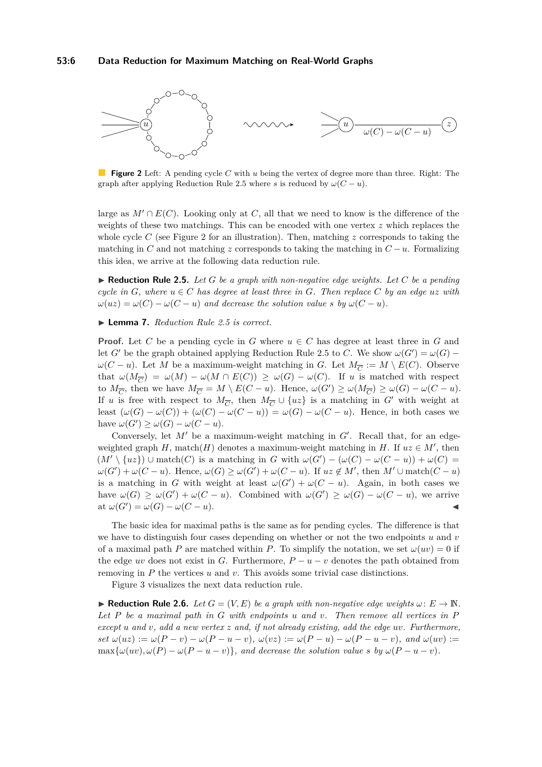**Figure 2** Left: A pending cycle $C$ with $u$ being the vertex of degree more than three. Right: The graph after applying Reduction Rule 2.5 where $s$ is reduced by $\omega(C - u)$.

large as $M' \cap E(C)$. Looking only at $C$, all that we need to know is the difference of the weights of these two matchings. This can be encoded with one vertex $z$ which replaces the whole cycle $C$ (see Figure 2 for an illustration). Then, matching $z$ corresponds to taking the matching in $C$ and not matching $z$ corresponds to taking the matching in $C - u$. Formalizing this idea, we arrive at the following data reduction rule.

▶ **Reduction Rule 2.5.** *Let $G$ be a graph with non-negative edge weights. Let $C$ be a pending cycle in $G$, where $u \in C$ has degree at least three in $G$. Then replace $C$ by an edge $uz$ with $\omega(uz) = \omega(C) - \omega(C - u)$ and decrease the solution value $s$ by $\omega(C - u)$.*

▶ **Lemma 7.** *Reduction Rule 2.5 is correct.*

**Proof.** Let $C$ be a pending cycle in $G$ where $u \in C$ has degree at least three in $G$ and let $G'$ be the graph obtained applying Reduction Rule 2.5 to $C$. We show $\omega(G') = \omega(G) - \omega(C - u)$. Let $M$ be a maximum-weight matching in $G$. Let $M_{\overline{C}} := M \setminus E(C)$. Observe that $\omega(M_{\overline{C}}) = \omega(M) - \omega(M \cap E(C)) \geq \omega(G) - \omega(C)$. If $u$ is matched with respect to $M_{\overline{C}}$, then we have $M_{\overline{C}} = M \setminus E(C - u)$. Hence, $\omega(G') \geq \omega(M_{\overline{C}}) \geq \omega(G) - \omega(C - u)$. If $u$ is free with respect to $M_{\overline{C}}$, then $M_{\overline{C}} \cup \{uz\}$ is a matching in $G'$ with weight at least $(\omega(G) - \omega(C)) + (\omega(C) - \omega(C - u)) = \omega(G) - \omega(C - u)$. Hence, in both cases we have $\omega(G') \geq \omega(G) - \omega(C - u)$.

Conversely, let $M'$ be a maximum-weight matching in $G'$. Recall that, for an edge-weighted graph $H$, match$(H)$ denotes a maximum-weight matching in $H$. If $uz \in M'$, then $(M' \setminus \{uz\}) \cup \text{match}(C)$ is a matching in $G$ with $\omega(G') - (\omega(C) - \omega(C - u)) + \omega(C) = \omega(G') + \omega(C - u)$. Hence, $\omega(G) \geq \omega(G') + \omega(C - u)$. If $uz \notin M'$, then $M' \cup \text{match}(C - u)$ is a matching in $G$ with weight at least $\omega(G') + \omega(C - u)$. Again, in both cases we have $\omega(G) \geq \omega(G') + \omega(C - u)$. Combined with $\omega(G') \geq \omega(G) - \omega(C - u)$, we arrive at $\omega(G') = \omega(G) - \omega(C - u)$. ◀

The basic idea for maximal paths is the same as for pending cycles. The difference is that we have to distinguish four cases depending on whether or not the two endpoints $u$ and $v$ of a maximal path $P$ are matched within $P$. To simplify the notation, we set $\omega(uv) = 0$ if the edge $uv$ does not exist in $G$. Furthermore, $P - u - v$ denotes the path obtained from removing in $P$ the vertices $u$ and $v$. This avoids some trivial case distinctions.

Figure 3 visualizes the next data reduction rule.

▶ **Reduction Rule 2.6.** *Let $G = (V, E)$ be a graph with non-negative edge weights $\omega \colon E \to \mathbb{N}$. Let $P$ be a maximal path in $G$ with endpoints $u$ and $v$. Then remove all vertices in $P$ except $u$ and $v$, add a new vertex $z$ and, if not already existing, add the edge $uv$. Furthermore, set $\omega(uz) := \omega(P - v) - \omega(P - u - v)$, $\omega(vz) := \omega(P - u) - \omega(P - u - v)$, and $\omega(uv) := \max\{\omega(uv), \omega(P) - \omega(P - u - v)\}$, and decrease the solution value $s$ by $\omega(P - u - v)$.*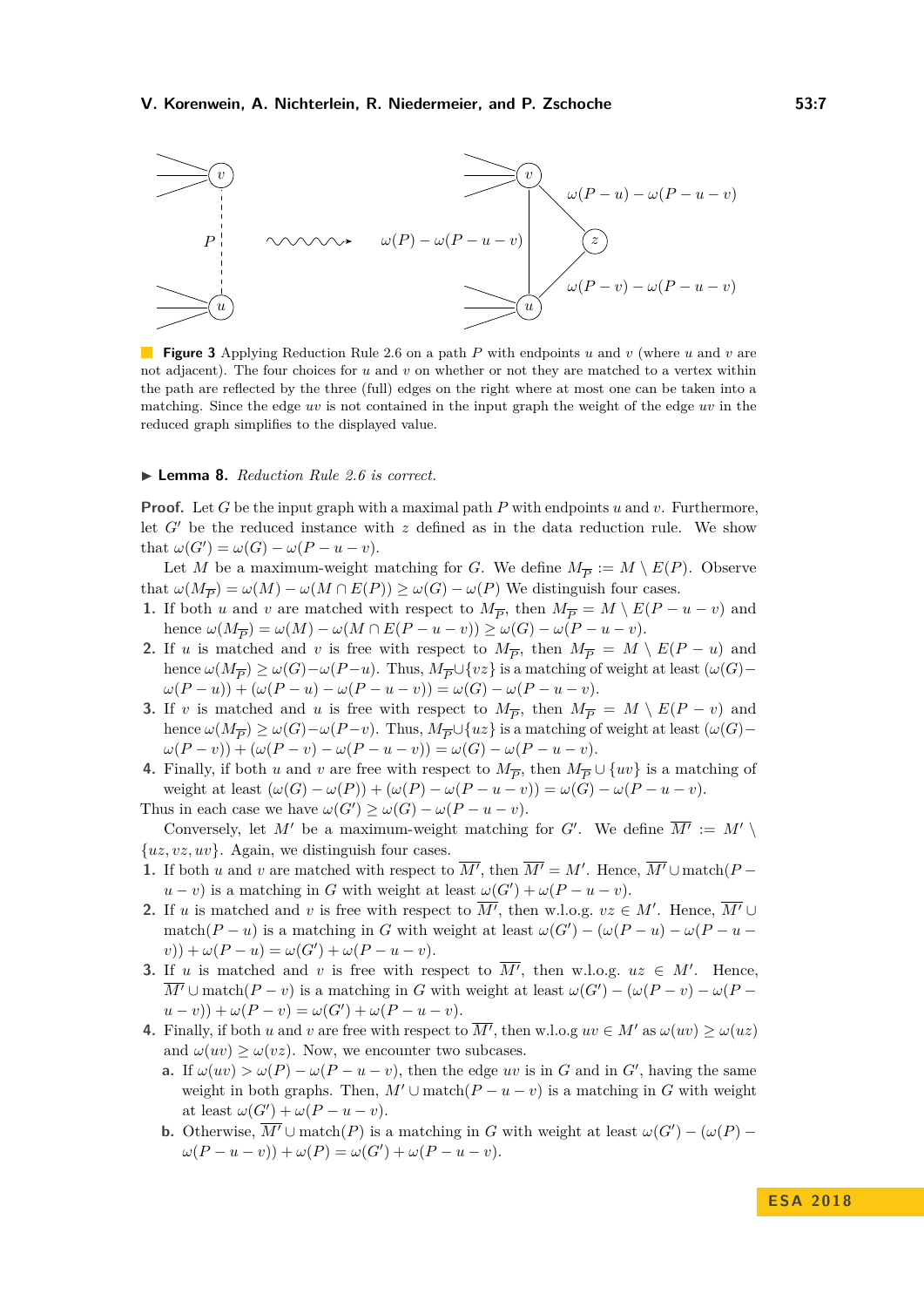**Figure 3** Applying Reduction Rule 2.6 on a path $P$ with endpoints $u$ and $v$ (where $u$ and $v$ are not adjacent). The four choices for $u$ and $v$ on whether or not they are matched to a vertex within the path are reflected by the three (full) edges on the right where at most one can be taken into a matching. Since the edge $uv$ is not contained in the input graph the weight of the edge $uv$ in the reduced graph simplifies to the displayed value.

▶ **Lemma 8.** *Reduction Rule 2.6 is correct.*

**Proof.** Let $G$ be the input graph with a maximal path $P$ with endpoints $u$ and $v$. Furthermore, let $G'$ be the reduced instance with $z$ defined as in the data reduction rule. We show that $\omega(G') = \omega(G) - \omega(P - u - v)$.

Let $M$ be a maximum-weight matching for $G$. We define $M_{\overline{P}} := M \setminus E(P)$. Observe that $\omega(M_{\overline{P}}) = \omega(M) - \omega(M \cap E(P)) \geq \omega(G) - \omega(P)$ We distinguish four cases.

1. If both $u$ and $v$ are matched with respect to $M_{\overline{P}}$, then $M_{\overline{P}} = M \setminus E(P - u - v)$ and hence $\omega(M_{\overline{P}}) = \omega(M) - \omega(M \cap E(P - u - v)) \geq \omega(G) - \omega(P - u - v)$.
2. If $u$ is matched and $v$ is free with respect to $M_{\overline{P}}$, then $M_{\overline{P}} = M \setminus E(P - u)$ and hence $\omega(M_{\overline{P}}) \geq \omega(G) - \omega(P - u)$. Thus, $M_{\overline{P}} \cup \{vz\}$ is a matching of weight at least $(\omega(G) - \omega(P - u)) + (\omega(P - u) - \omega(P - u - v)) = \omega(G) - \omega(P - u - v)$.
3. If $v$ is matched and $u$ is free with respect to $M_{\overline{P}}$, then $M_{\overline{P}} = M \setminus E(P - v)$ and hence $\omega(M_{\overline{P}}) \geq \omega(G) - \omega(P - v)$. Thus, $M_{\overline{P}} \cup \{uz\}$ is a matching of weight at least $(\omega(G) - \omega(P - v)) + (\omega(P - v) - \omega(P - u - v)) = \omega(G) - \omega(P - u - v)$.
4. Finally, if both $u$ and $v$ are free with respect to $M_{\overline{P}}$, then $M_{\overline{P}} \cup \{uv\}$ is a matching of weight at least $(\omega(G) - \omega(P)) + (\omega(P) - \omega(P - u - v)) = \omega(G) - \omega(P - u - v)$.

Thus in each case we have $\omega(G') \geq \omega(G) - \omega(P - u - v)$.

Conversely, let $M'$ be a maximum-weight matching for $G'$. We define $\overline{M'} := M' \setminus \{uz, vz, uv\}$. Again, we distinguish four cases.

1. If both $u$ and $v$ are matched with respect to $\overline{M'}$, then $\overline{M'} = M'$. Hence, $\overline{M'} \cup \text{match}(P - u - v)$ is a matching in $G$ with weight at least $\omega(G') + \omega(P - u - v)$.
2. If $u$ is matched and $v$ is free with respect to $\overline{M'}$, then w.l.o.g. $vz \in M'$. Hence, $\overline{M'} \cup \text{match}(P - u)$ is a matching in $G$ with weight at least $\omega(G') - (\omega(P - u) - \omega(P - u - v)) + \omega(P - u) = \omega(G') + \omega(P - u - v)$.
3. If $u$ is matched and $v$ is free with respect to $\overline{M'}$, then w.l.o.g. $uz \in M'$. Hence, $\overline{M'} \cup \text{match}(P - v)$ is a matching in $G$ with weight at least $\omega(G') - (\omega(P - v) - \omega(P - u - v)) + \omega(P - v) = \omega(G') + \omega(P - u - v)$.
4. Finally, if both $u$ and $v$ are free with respect to $\overline{M'}$, then w.l.o.g $uv \in M'$ as $\omega(uv) \geq \omega(uz)$ and $\omega(uv) \geq \omega(vz)$. Now, we encounter two subcases.
   a. If $\omega(uv) > \omega(P) - \omega(P - u - v)$, then the edge $uv$ is in $G$ and in $G'$, having the same weight in both graphs. Then, $M' \cup \text{match}(P - u - v)$ is a matching in $G$ with weight at least $\omega(G') + \omega(P - u - v)$.
   b. Otherwise, $\overline{M'} \cup \text{match}(P)$ is a matching in $G$ with weight at least $\omega(G') - (\omega(P) - \omega(P - u - v)) + \omega(P) = \omega(G') + \omega(P - u - v)$.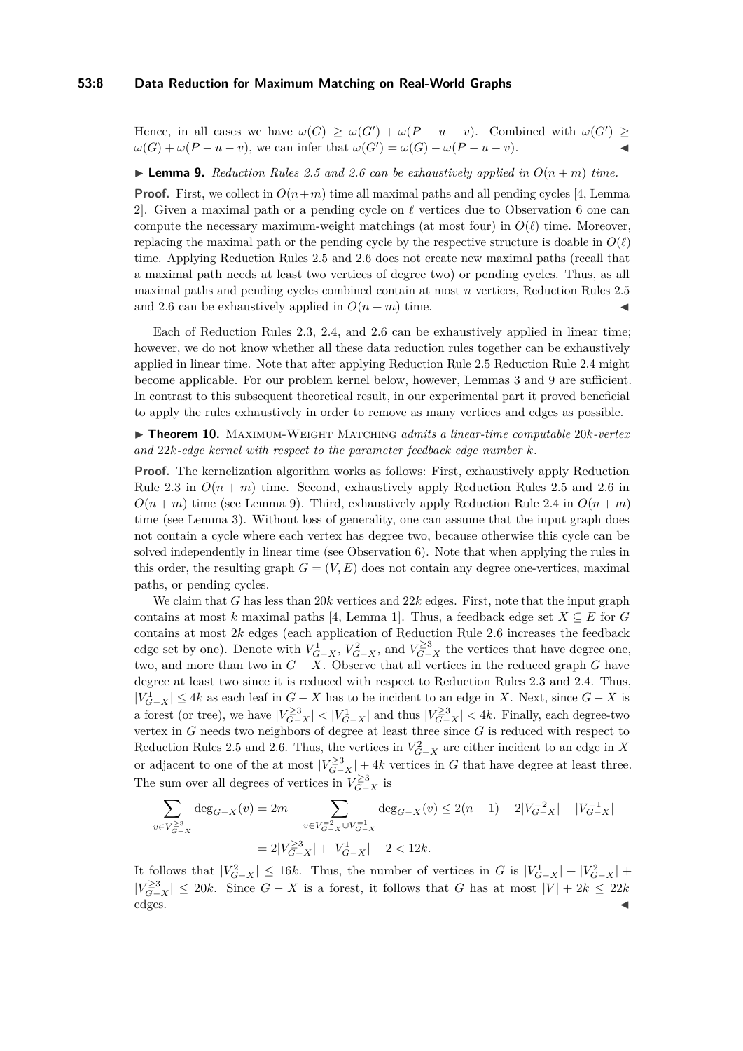Hence, in all cases we have $\omega(G) \geq \omega(G') + \omega(P - u - v)$. Combined with $\omega(G') \geq \omega(G) + \omega(P - u - v)$, we can infer that $\omega(G') = \omega(G) - \omega(P - u - v)$. ◀

▶ **Lemma 9.** *Reduction Rules 2.5 and 2.6 can be exhaustively applied in $O(n + m)$ time.*

**Proof.** First, we collect in $O(n+m)$ time all maximal paths and all pending cycles [4, Lemma 2]. Given a maximal path or a pending cycle on $\ell$ vertices due to Observation 6 one can compute the necessary maximum-weight matchings (at most four) in $O(\ell)$ time. Moreover, replacing the maximal path or the pending cycle by the respective structure is doable in $O(\ell)$ time. Applying Reduction Rules 2.5 and 2.6 does not create new maximal paths (recall that a maximal path needs at least two vertices of degree two) or pending cycles. Thus, as all maximal paths and pending cycles combined contain at most $n$ vertices, Reduction Rules 2.5 and 2.6 can be exhaustively applied in $O(n + m)$ time. ◀

Each of Reduction Rules 2.3, 2.4, and 2.6 can be exhaustively applied in linear time; however, we do not know whether all these data reduction rules together can be exhaustively applied in linear time. Note that after applying Reduction Rule 2.5 Reduction Rule 2.4 might become applicable. For our problem kernel below, however, Lemmas 3 and 9 are sufficient. In contrast to this subsequent theoretical result, in our experimental part it proved beneficial to apply the rules exhaustively in order to remove as many vertices and edges as possible.

▶ **Theorem 10.** Maximum-Weight Matching *admits a linear-time computable $20k$-vertex and $22k$-edge kernel with respect to the parameter feedback edge number $k$.*

**Proof.** The kernelization algorithm works as follows: First, exhaustively apply Reduction Rule 2.3 in $O(n + m)$ time. Second, exhaustively apply Reduction Rules 2.5 and 2.6 in $O(n + m)$ time (see Lemma 9). Third, exhaustively apply Reduction Rule 2.4 in $O(n + m)$ time (see Lemma 3). Without loss of generality, one can assume that the input graph does not contain a cycle where each vertex has degree two, because otherwise this cycle can be solved independently in linear time (see Observation 6). Note that when applying the rules in this order, the resulting graph $G = (V, E)$ does not contain any degree one-vertices, maximal paths, or pending cycles.

We claim that $G$ has less than $20k$ vertices and $22k$ edges. First, note that the input graph contains at most $k$ maximal paths [4, Lemma 1]. Thus, a feedback edge set $X \subseteq E$ for $G$ contains at most $2k$ edges (each application of Reduction Rule 2.6 increases the feedback edge set by one). Denote with $V^1_{G-X}$, $V^2_{G-X}$, and $V^{\geq 3}_{G-X}$ the vertices that have degree one, two, and more than two in $G - X$. Observe that all vertices in the reduced graph $G$ have degree at least two since it is reduced with respect to Reduction Rules 2.3 and 2.4. Thus, $|V^1_{G-X}| \leq 4k$ as each leaf in $G - X$ has to be incident to an edge in $X$. Next, since $G - X$ is a forest (or tree), we have $|V^{\geq 3}_{G-X}| < |V^1_{G-X}|$ and thus $|V^{\geq 3}_{G-X}| < 4k$. Finally, each degree-two vertex in $G$ needs two neighbors of degree at least three since $G$ is reduced with respect to Reduction Rules 2.5 and 2.6. Thus, the vertices in $V^2_{G-X}$ are either incident to an edge in $X$ or adjacent to one of the at most $|V^{\geq 3}_{G-X}| + 4k$ vertices in $G$ that have degree at least three. The sum over all degrees of vertices in $V^{\geq 3}_{G-X}$ is

$$\sum_{v \in V^{\geq 3}_{G-X}} \deg_{G-X}(v) = 2m - \sum_{v \in V^{=2}_{G-X} \cup V^{=1}_{G-X}} \deg_{G-X}(v) \leq 2(n-1) - 2|V^{=2}_{G-X}| - |V^{=1}_{G-X}|$$

$$= 2|V^{\geq 3}_{G-X}| + |V^1_{G-X}| - 2 < 12k.$$

It follows that $|V^2_{G-X}| \leq 16k$. Thus, the number of vertices in $G$ is $|V^1_{G-X}| + |V^2_{G-X}| + |V^{\geq 3}_{G-X}| \leq 20k$. Since $G - X$ is a forest, it follows that $G$ has at most $|V| + 2k \leq 22k$ edges. ◀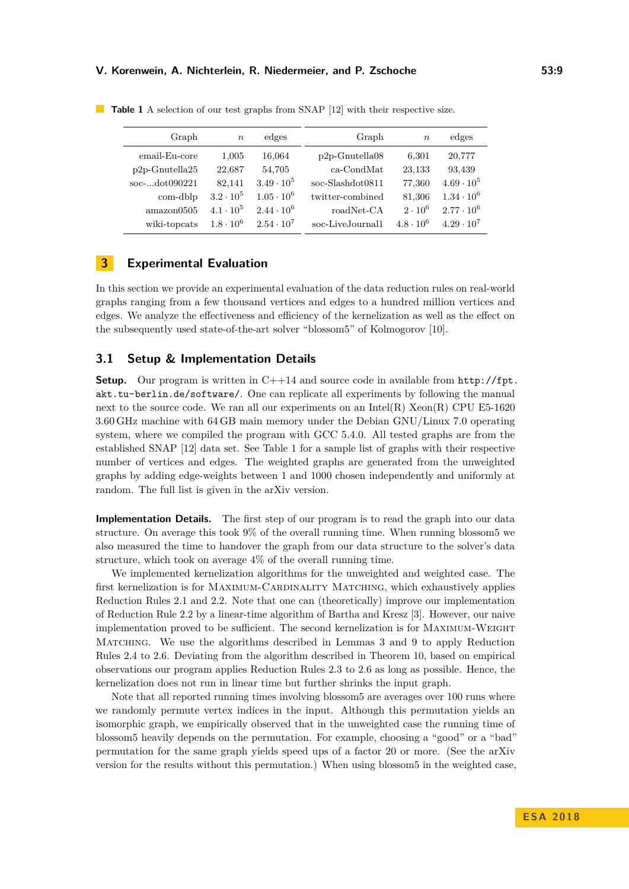**Table 1** A selection of our test graphs from SNAP [12] with their respective size.

| Graph | $n$ | edges | Graph | $n$ | edges |
|---|---|---|---|---|---|
| email-Eu-core | 1,005 | 16,064 | p2p-Gnutella08 | 6,301 | 20,777 |
| p2p-Gnutella25 | 22,687 | 54,705 | ca-CondMat | 23,133 | 93,439 |
| soc-...dot090221 | 82,141 | $3.49 \cdot 10^5$ | soc-Slashdot0811 | 77,360 | $4.69 \cdot 10^5$ |
| com-dblp | $3.2 \cdot 10^5$ | $1.05 \cdot 10^6$ | twitter-combined | 81,306 | $1.34 \cdot 10^6$ |
| amazon0505 | $4.1 \cdot 10^5$ | $2.44 \cdot 10^6$ | roadNet-CA | $2 \cdot 10^6$ | $2.77 \cdot 10^6$ |
| wiki-topcats | $1.8 \cdot 10^6$ | $2.54 \cdot 10^7$ | soc-LiveJournal1 | $4.8 \cdot 10^6$ | $4.29 \cdot 10^7$ |

# 3 Experimental Evaluation

In this section we provide an experimental evaluation of the data reduction rules on real-world graphs ranging from a few thousand vertices and edges to a hundred million vertices and edges. We analyze the effectiveness and efficiency of the kernelization as well as the effect on the subsequently used state-of-the-art solver "blossom5" of Kolmogorov [10].

## 3.1 Setup & Implementation Details

**Setup.** Our program is written in C++14 and source code in available from `http://fpt.akt.tu-berlin.de/software/`. One can replicate all experiments by following the manual next to the source code. We ran all our experiments on an Intel(R) Xeon(R) CPU E5-1620 3.60 GHz machine with 64 GB main memory under the Debian GNU/Linux 7.0 operating system, where we compiled the program with GCC 5.4.0. All tested graphs are from the established SNAP [12] data set. See Table 1 for a sample list of graphs with their respective number of vertices and edges. The weighted graphs are generated from the unweighted graphs by adding edge-weights between 1 and 1000 chosen independently and uniformly at random. The full list is given in the arXiv version.

**Implementation Details.** The first step of our program is to read the graph into our data structure. On average this took 9% of the overall running time. When running blossom5 we also measured the time to handover the graph from our data structure to the solver's data structure, which took on average 4% of the overall running time.

We implemented kernelization algorithms for the unweighted and weighted case. The first kernelization is for Maximum-Cardinality Matching, which exhaustively applies Reduction Rules 2.1 and 2.2. Note that one can (theoretically) improve our implementation of Reduction Rule 2.2 by a linear-time algorithm of Bartha and Kresz [3]. However, our naive implementation proved to be sufficient. The second kernelization is for Maximum-Weight Matching. We use the algorithms described in Lemmas 3 and 9 to apply Reduction Rules 2.4 to 2.6. Deviating from the algorithm described in Theorem 10, based on empirical observations our program applies Reduction Rules 2.3 to 2.6 as long as possible. Hence, the kernelization does not run in linear time but further shrinks the input graph.

Note that all reported running times involving blossom5 are averages over 100 runs where we randomly permute vertex indices in the input. Although this permutation yields an isomorphic graph, we empirically observed that in the unweighted case the running time of blossom5 heavily depends on the permutation. For example, choosing a "good" or a "bad" permutation for the same graph yields speed ups of a factor 20 or more. (See the arXiv version for the results without this permutation.) When using blossom5 in the weighted case,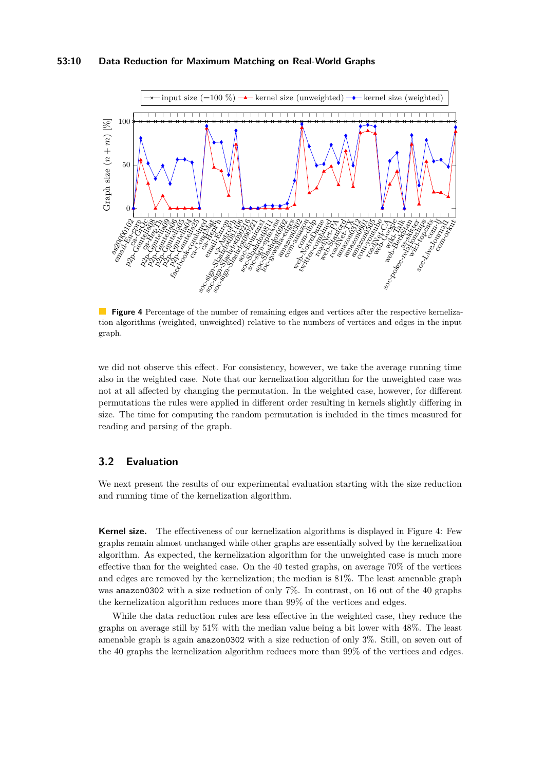**Figure 4** Percentage of the number of remaining edges and vertices after the respective kernelization algorithms (weighted, unweighted) relative to the numbers of vertices and edges in the input graph.

we did not observe this effect. For consistency, however, we take the average running time also in the weighted case. Note that our kernelization algorithm for the unweighted case was not at all affected by changing the permutation. In the weighted case, however, for different permutations the rules were applied in different order resulting in kernels slightly differing in size. The time for computing the random permutation is included in the times measured for reading and parsing of the graph.

## 3.2 Evaluation

We next present the results of our experimental evaluation starting with the size reduction and running time of the kernelization algorithm.

**Kernel size.** The effectiveness of our kernelization algorithms is displayed in Figure 4: Few graphs remain almost unchanged while other graphs are essentially solved by the kernelization algorithm. As expected, the kernelization algorithm for the unweighted case is much more effective than for the weighted case. On the 40 tested graphs, on average 70% of the vertices and edges are removed by the kernelization; the median is 81%. The least amenable graph was `amazon0302` with a size reduction of only 7%. In contrast, on 16 out of the 40 graphs the kernelization algorithm reduces more than 99% of the vertices and edges.

While the data reduction rules are less effective in the weighted case, they reduce the graphs on average still by 51% with the median value being a bit lower with 48%. The least amenable graph is again `amazon0302` with a size reduction of only 3%. Still, on seven out of the 40 graphs the kernelization algorithm reduces more than 99% of the vertices and edges.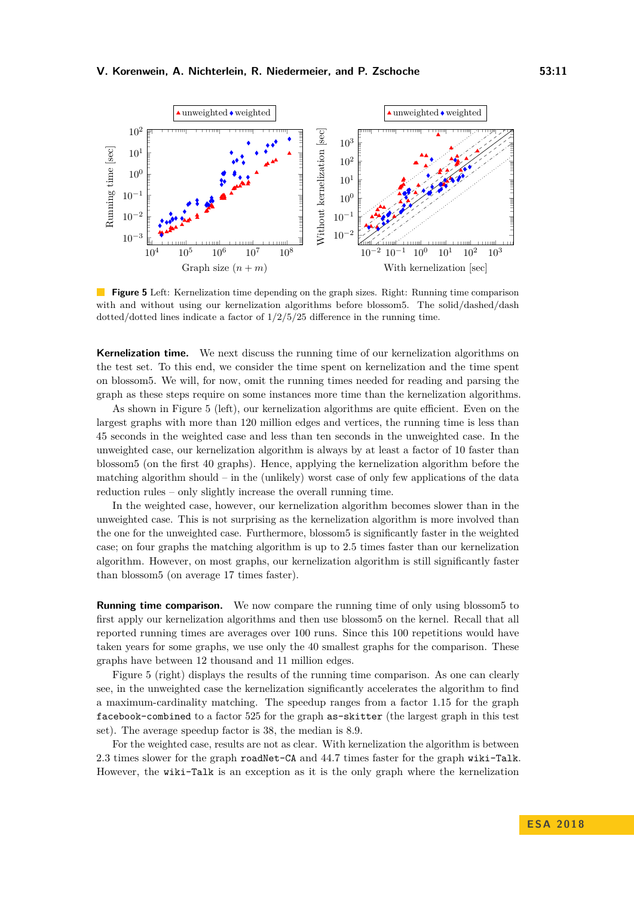**Figure 5** Left: Kernelization time depending on the graph sizes. Right: Running time comparison with and without using our kernelization algorithms before blossom5. The solid/dashed/dash dotted/dotted lines indicate a factor of 1/2/5/25 difference in the running time.

**Kernelization time.** We next discuss the running time of our kernelization algorithms on the test set. To this end, we consider the time spent on kernelization and the time spent on blossom5. We will, for now, omit the running times needed for reading and parsing the graph as these steps require on some instances more time than the kernelization algorithms.

As shown in Figure 5 (left), our kernelization algorithms are quite efficient. Even on the largest graphs with more than 120 million edges and vertices, the running time is less than 45 seconds in the weighted case and less than ten seconds in the unweighted case. In the unweighted case, our kernelization algorithm is always by at least a factor of 10 faster than blossom5 (on the first 40 graphs). Hence, applying the kernelization algorithm before the matching algorithm should – in the (unlikely) worst case of only few applications of the data reduction rules – only slightly increase the overall running time.

In the weighted case, however, our kernelization algorithm becomes slower than in the unweighted case. This is not surprising as the kernelization algorithm is more involved than the one for the unweighted case. Furthermore, blossom5 is significantly faster in the weighted case; on four graphs the matching algorithm is up to 2.5 times faster than our kernelization algorithm. However, on most graphs, our kernelization algorithm is still significantly faster than blossom5 (on average 17 times faster).

**Running time comparison.** We now compare the running time of only using blossom5 to first apply our kernelization algorithms and then use blossom5 on the kernel. Recall that all reported running times are averages over 100 runs. Since this 100 repetitions would have taken years for some graphs, we use only the 40 smallest graphs for the comparison. These graphs have between 12 thousand and 11 million edges.

Figure 5 (right) displays the results of the running time comparison. As one can clearly see, in the unweighted case the kernelization significantly accelerates the algorithm to find a maximum-cardinality matching. The speedup ranges from a factor 1.15 for the graph `facebook-combined` to a factor 525 for the graph `as-skitter` (the largest graph in this test set). The average speedup factor is 38, the median is 8.9.

For the weighted case, results are not as clear. With kernelization the algorithm is between 2.3 times slower for the graph `roadNet-CA` and 44.7 times faster for the graph `wiki-Talk`. However, the `wiki-Talk` is an exception as it is the only graph where the kernelization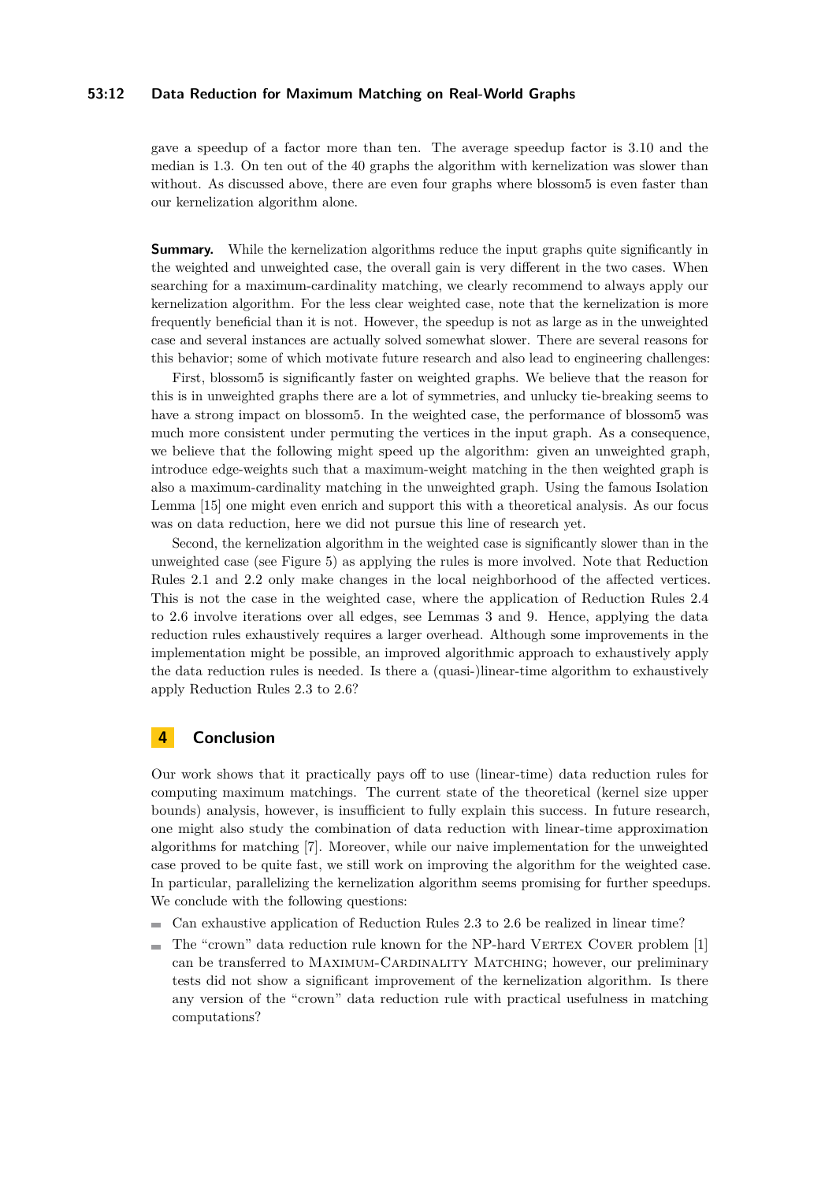gave a speedup of a factor more than ten. The average speedup factor is 3.10 and the median is 1.3. On ten out of the 40 graphs the algorithm with kernelization was slower than without. As discussed above, there are even four graphs where blossom5 is even faster than our kernelization algorithm alone.

**Summary.** While the kernelization algorithms reduce the input graphs quite significantly in the weighted and unweighted case, the overall gain is very different in the two cases. When searching for a maximum-cardinality matching, we clearly recommend to always apply our kernelization algorithm. For the less clear weighted case, note that the kernelization is more frequently beneficial than it is not. However, the speedup is not as large as in the unweighted case and several instances are actually solved somewhat slower. There are several reasons for this behavior; some of which motivate future research and also lead to engineering challenges:

First, blossom5 is significantly faster on weighted graphs. We believe that the reason for this is in unweighted graphs there are a lot of symmetries, and unlucky tie-breaking seems to have a strong impact on blossom5. In the weighted case, the performance of blossom5 was much more consistent under permuting the vertices in the input graph. As a consequence, we believe that the following might speed up the algorithm: given an unweighted graph, introduce edge-weights such that a maximum-weight matching in the then weighted graph is also a maximum-cardinality matching in the unweighted graph. Using the famous Isolation Lemma [15] one might even enrich and support this with a theoretical analysis. As our focus was on data reduction, here we did not pursue this line of research yet.

Second, the kernelization algorithm in the weighted case is significantly slower than in the unweighted case (see Figure 5) as applying the rules is more involved. Note that Reduction Rules 2.1 and 2.2 only make changes in the local neighborhood of the affected vertices. This is not the case in the weighted case, where the application of Reduction Rules 2.4 to 2.6 involve iterations over all edges, see Lemmas 3 and 9. Hence, applying the data reduction rules exhaustively requires a larger overhead. Although some improvements in the implementation might be possible, an improved algorithmic approach to exhaustively apply the data reduction rules is needed. Is there a (quasi-)linear-time algorithm to exhaustively apply Reduction Rules 2.3 to 2.6?

## 4 Conclusion

Our work shows that it practically pays off to use (linear-time) data reduction rules for computing maximum matchings. The current state of the theoretical (kernel size upper bounds) analysis, however, is insufficient to fully explain this success. In future research, one might also study the combination of data reduction with linear-time approximation algorithms for matching [7]. Moreover, while our naive implementation for the unweighted case proved to be quite fast, we still work on improving the algorithm for the weighted case. In particular, parallelizing the kernelization algorithm seems promising for further speedups. We conclude with the following questions:

- Can exhaustive application of Reduction Rules 2.3 to 2.6 be realized in linear time?
- The "crown" data reduction rule known for the NP-hard Vertex Cover problem [1] can be transferred to Maximum-Cardinality Matching; however, our preliminary tests did not show a significant improvement of the kernelization algorithm. Is there any version of the "crown" data reduction rule with practical usefulness in matching computations?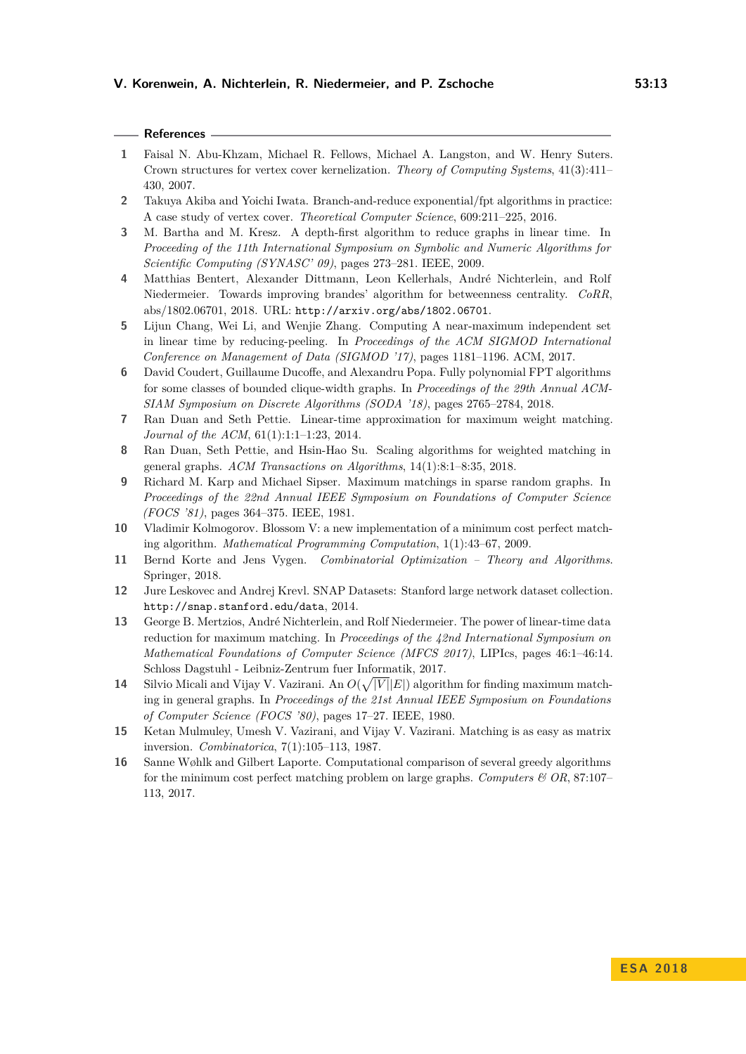## References

1. Faisal N. Abu-Khzam, Michael R. Fellows, Michael A. Langston, and W. Henry Suters. Crown structures for vertex cover kernelization. *Theory of Computing Systems*, 41(3):411–430, 2007.
2. Takuya Akiba and Yoichi Iwata. Branch-and-reduce exponential/fpt algorithms in practice: A case study of vertex cover. *Theoretical Computer Science*, 609:211–225, 2016.
3. M. Bartha and M. Kresz. A depth-first algorithm to reduce graphs in linear time. In *Proceeding of the 11th International Symposium on Symbolic and Numeric Algorithms for Scientific Computing (SYNASC' 09)*, pages 273–281. IEEE, 2009.
4. Matthias Bentert, Alexander Dittmann, Leon Kellerhals, André Nichterlein, and Rolf Niedermeier. Towards improving brandes' algorithm for betweenness centrality. *CoRR*, abs/1802.06701, 2018. URL: `http://arxiv.org/abs/1802.06701`.
5. Lijun Chang, Wei Li, and Wenjie Zhang. Computing A near-maximum independent set in linear time by reducing-peeling. In *Proceedings of the ACM SIGMOD International Conference on Management of Data (SIGMOD '17)*, pages 1181–1196. ACM, 2017.
6. David Coudert, Guillaume Ducoffe, and Alexandru Popa. Fully polynomial FPT algorithms for some classes of bounded clique-width graphs. In *Proceedings of the 29th Annual ACM-SIAM Symposium on Discrete Algorithms (SODA '18)*, pages 2765–2784, 2018.
7. Ran Duan and Seth Pettie. Linear-time approximation for maximum weight matching. *Journal of the ACM*, 61(1):1:1–1:23, 2014.
8. Ran Duan, Seth Pettie, and Hsin-Hao Su. Scaling algorithms for weighted matching in general graphs. *ACM Transactions on Algorithms*, 14(1):8:1–8:35, 2018.
9. Richard M. Karp and Michael Sipser. Maximum matchings in sparse random graphs. In *Proceedings of the 22nd Annual IEEE Symposium on Foundations of Computer Science (FOCS '81)*, pages 364–375. IEEE, 1981.
10. Vladimir Kolmogorov. Blossom V: a new implementation of a minimum cost perfect matching algorithm. *Mathematical Programming Computation*, 1(1):43–67, 2009.
11. Bernd Korte and Jens Vygen. *Combinatorial Optimization – Theory and Algorithms*. Springer, 2018.
12. Jure Leskovec and Andrej Krevl. SNAP Datasets: Stanford large network dataset collection. `http://snap.stanford.edu/data`, 2014.
13. George B. Mertzios, André Nichterlein, and Rolf Niedermeier. The power of linear-time data reduction for maximum matching. In *Proceedings of the 42nd International Symposium on Mathematical Foundations of Computer Science (MFCS 2017)*, LIPIcs, pages 46:1–46:14. Schloss Dagstuhl - Leibniz-Zentrum fuer Informatik, 2017.
14. Silvio Micali and Vijay V. Vazirani. An $O(\sqrt{|V|}|E|)$ algorithm for finding maximum matching in general graphs. In *Proceedings of the 21st Annual IEEE Symposium on Foundations of Computer Science (FOCS '80)*, pages 17–27. IEEE, 1980.
15. Ketan Mulmuley, Umesh V. Vazirani, and Vijay V. Vazirani. Matching is as easy as matrix inversion. *Combinatorica*, 7(1):105–113, 1987.
16. Sanne Wøhlk and Gilbert Laporte. Computational comparison of several greedy algorithms for the minimum cost perfect matching problem on large graphs. *Computers & OR*, 87:107–113, 2017.